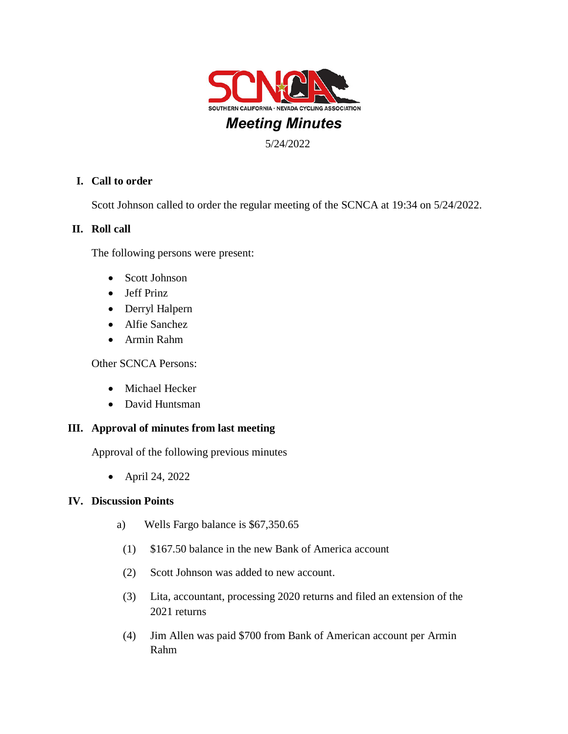SCNCA

SOUTHERN CALIFORNIA · NEVADA CYCLING ASSOCIATION

# *Meeting Minutes*

5/24/2022

## I. Call to order

Scott Johnson called to order the regular meeting of the SCNCA at 19:34 on 5/24/2022.

## II. Roll call

The following persons were present:

- Scott Johnson
- Jeff Prinz
- Derryl Halpern
- Alfie Sanchez
- Armin Rahm

Other SCNCA Persons:

- Michael Hecker
- David Huntsman

## III. Approval of minutes from last meeting

Approval of the following previous minutes

- April 24, 2022

## IV. Discussion Points

a) Wells Fargo balance is $67,350.65

(1) $167.50 balance in the new Bank of America account

(2) Scott Johnson was added to new account.

(3) Lita, accountant, processing 2020 returns and filed an extension of the 2021 returns

(4) Jim Allen was paid $700 from Bank of American account per Armin Rahm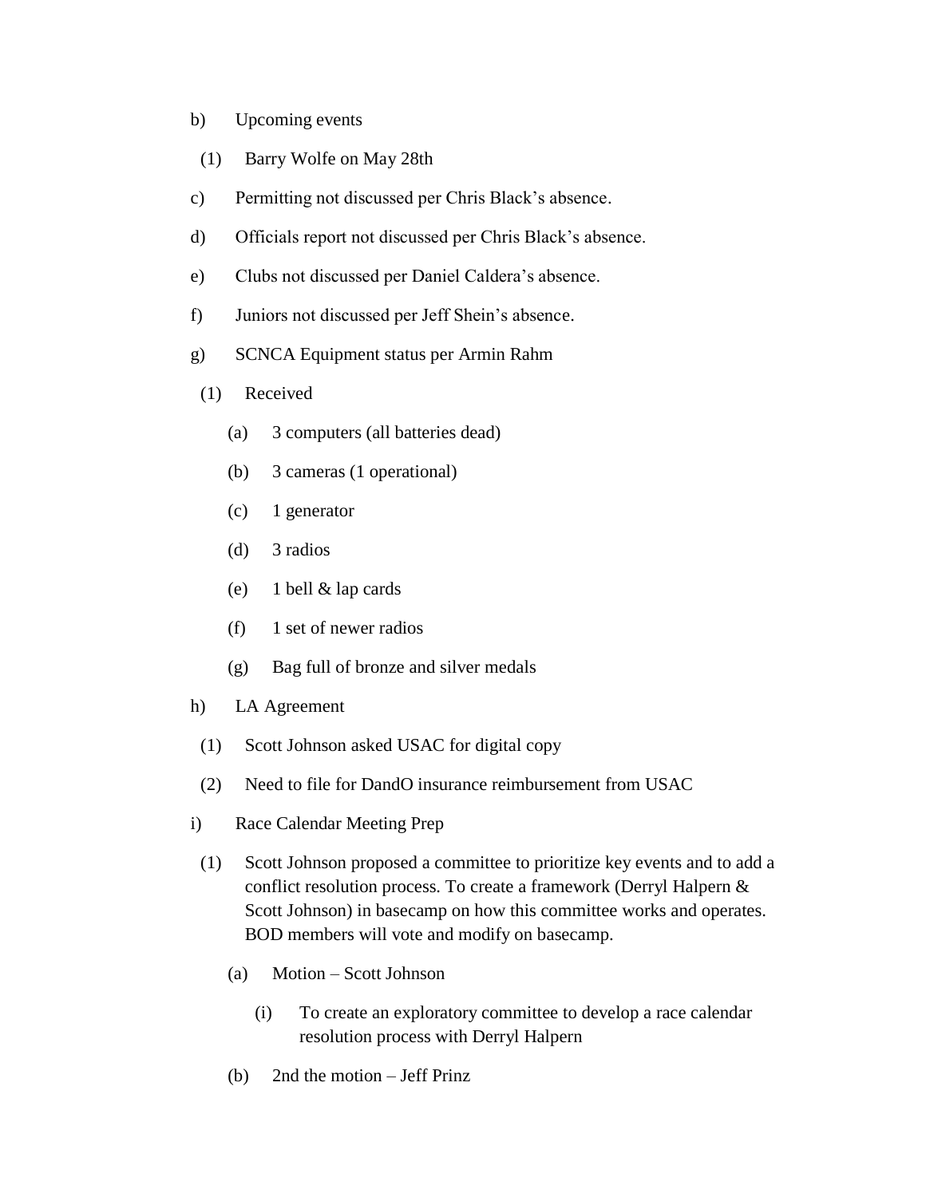b) Upcoming events

  (1) Barry Wolfe on May 28th

c) Permitting not discussed per Chris Black's absence.

d) Officials report not discussed per Chris Black's absence.

e) Clubs not discussed per Daniel Caldera's absence.

f) Juniors not discussed per Jeff Shein's absence.

g) SCNCA Equipment status per Armin Rahm

  (1) Received

    (a) 3 computers (all batteries dead)

    (b) 3 cameras (1 operational)

    (c) 1 generator

    (d) 3 radios

    (e) 1 bell & lap cards

    (f) 1 set of newer radios

    (g) Bag full of bronze and silver medals

h) LA Agreement

  (1) Scott Johnson asked USAC for digital copy

  (2) Need to file for DandO insurance reimbursement from USAC

i) Race Calendar Meeting Prep

  (1) Scott Johnson proposed a committee to prioritize key events and to add a conflict resolution process. To create a framework (Derryl Halpern & Scott Johnson) in basecamp on how this committee works and operates. BOD members will vote and modify on basecamp.

    (a) Motion – Scott Johnson

      (i) To create an exploratory committee to develop a race calendar resolution process with Derryl Halpern

    (b) 2nd the motion – Jeff Prinz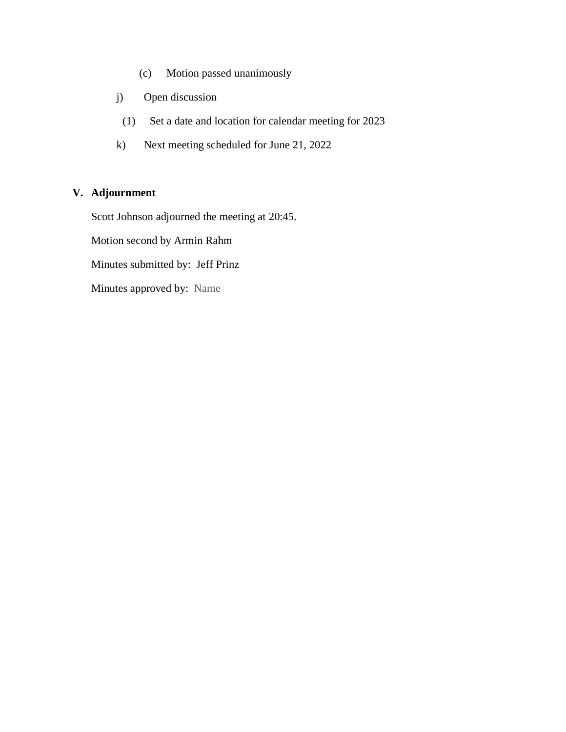(c) Motion passed unanimously

j) Open discussion

(1) Set a date and location for calendar meeting for 2023

k) Next meeting scheduled for June 21, 2022

## V. Adjournment

Scott Johnson adjourned the meeting at 20:45.

Motion second by Armin Rahm

Minutes submitted by: Jeff Prinz

Minutes approved by: Name